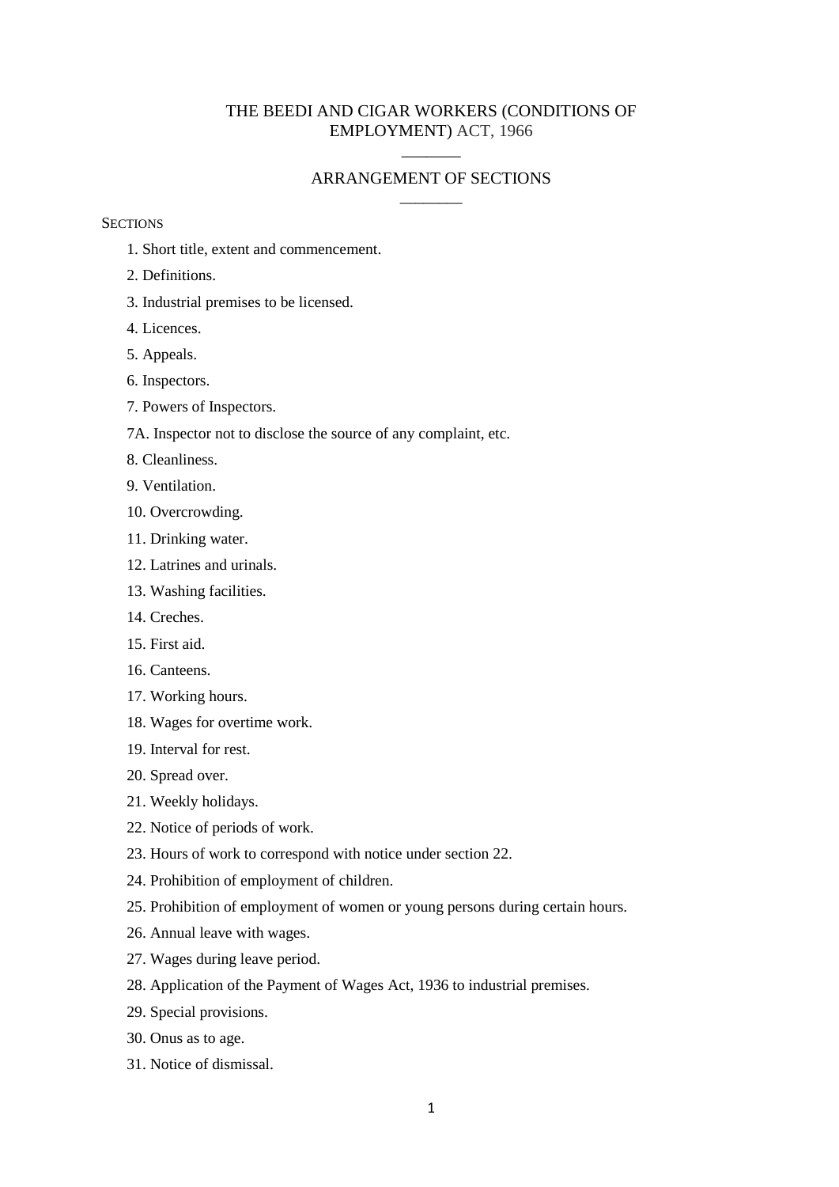# THE BEEDI AND CIGAR WORKERS (CONDITIONS OF EMPLOYMENT) ACT, 1966

______

## ARRANGEMENT OF SECTIONS

______

SECTIONS

1. Short title, extent and commencement.
2. Definitions.
3. Industrial premises to be licensed.
4. Licences.
5. Appeals.
6. Inspectors.
7. Powers of Inspectors.

7A. Inspector not to disclose the source of any complaint, etc.

8. Cleanliness.
9. Ventilation.
10. Overcrowding.
11. Drinking water.
12. Latrines and urinals.
13. Washing facilities.
14. Creches.
15. First aid.
16. Canteens.
17. Working hours.
18. Wages for overtime work.
19. Interval for rest.
20. Spread over.
21. Weekly holidays.
22. Notice of periods of work.
23. Hours of work to correspond with notice under section 22.
24. Prohibition of employment of children.
25. Prohibition of employment of women or young persons during certain hours.
26. Annual leave with wages.
27. Wages during leave period.
28. Application of the Payment of Wages Act, 1936 to industrial premises.
29. Special provisions.
30. Onus as to age.
31. Notice of dismissal.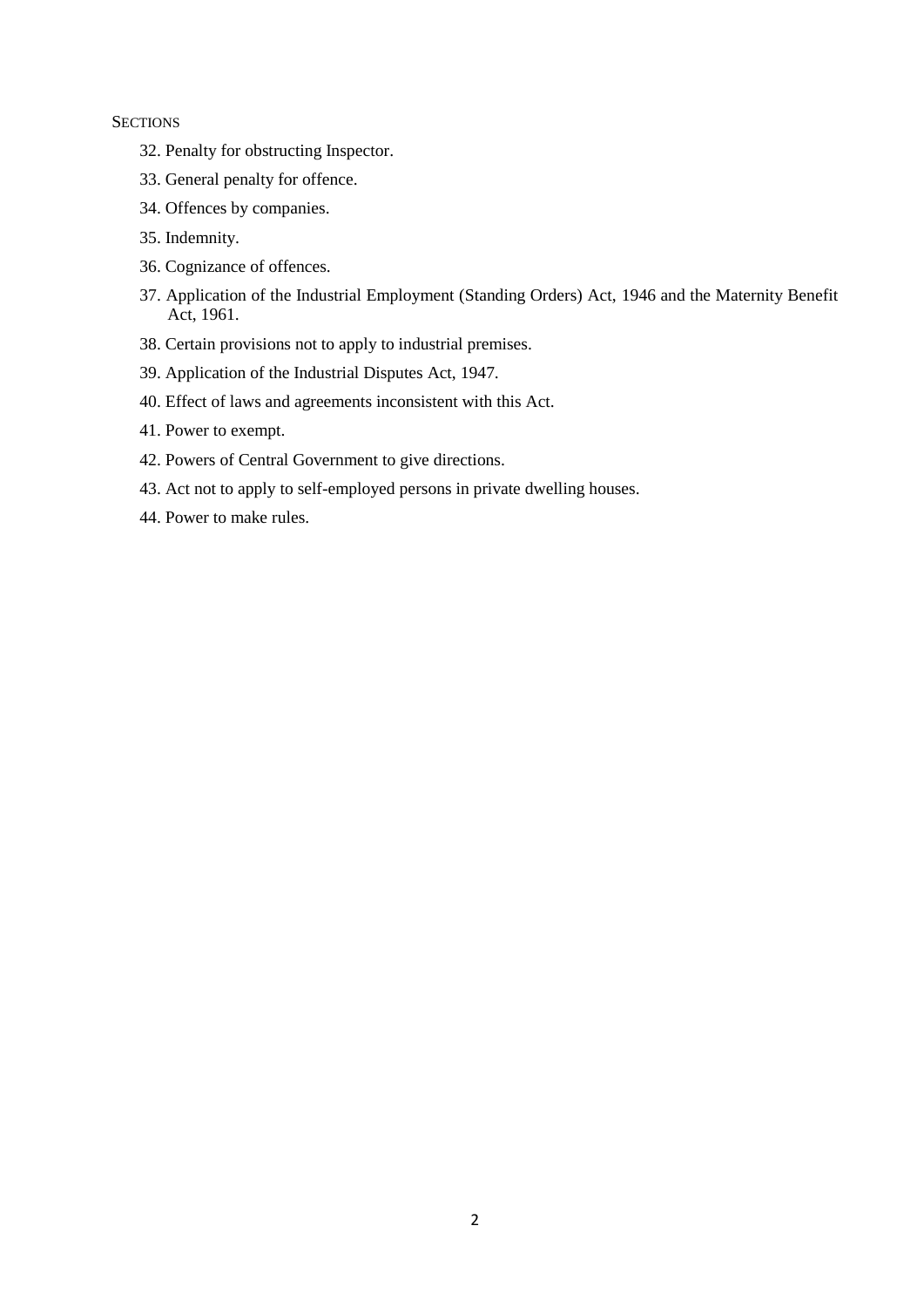SECTIONS

32. Penalty for obstructing Inspector.

33. General penalty for offence.

34. Offences by companies.

35. Indemnity.

36. Cognizance of offences.

37. Application of the Industrial Employment (Standing Orders) Act, 1946 and the Maternity Benefit Act, 1961.

38. Certain provisions not to apply to industrial premises.

39. Application of the Industrial Disputes Act, 1947.

40. Effect of laws and agreements inconsistent with this Act.

41. Power to exempt.

42. Powers of Central Government to give directions.

43. Act not to apply to self-employed persons in private dwelling houses.

44. Power to make rules.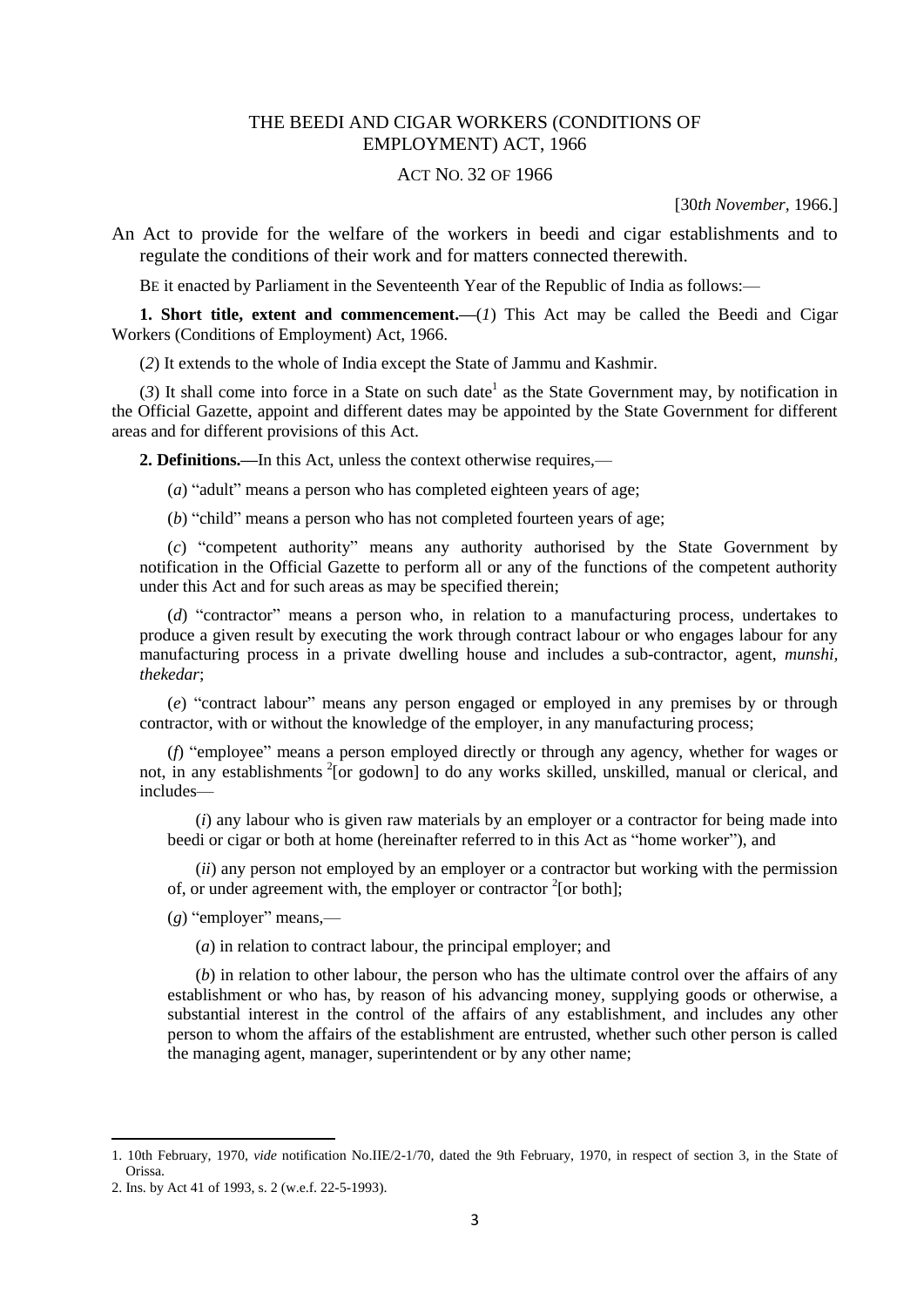# THE BEEDI AND CIGAR WORKERS (CONDITIONS OF EMPLOYMENT) ACT, 1966

## ACT NO. 32 OF 1966

[30*th November,* 1966.]

An Act to provide for the welfare of the workers in beedi and cigar establishments and to regulate the conditions of their work and for matters connected therewith.

BE it enacted by Parliament in the Seventeenth Year of the Republic of India as follows:—

**1. Short title, extent and commencement.—**(*1*) This Act may be called the Beedi and Cigar Workers (Conditions of Employment) Act, 1966.

(*2*) It extends to the whole of India except the State of Jammu and Kashmir.

(*3*) It shall come into force in a State on such date[1] as the State Government may, by notification in the Official Gazette, appoint and different dates may be appointed by the State Government for different areas and for different provisions of this Act.

**2. Definitions.—**In this Act, unless the context otherwise requires,—

(*a*) "adult" means a person who has completed eighteen years of age;

(*b*) "child" means a person who has not completed fourteen years of age;

(*c*) "competent authority" means any authority authorised by the State Government by notification in the Official Gazette to perform all or any of the functions of the competent authority under this Act and for such areas as may be specified therein;

(*d*) "contractor" means a person who, in relation to a manufacturing process, undertakes to produce a given result by executing the work through contract labour or who engages labour for any manufacturing process in a private dwelling house and includes a sub-contractor, agent, *munshi, thekedar*;

(*e*) "contract labour" means any person engaged or employed in any premises by or through contractor, with or without the knowledge of the employer, in any manufacturing process;

(*f*) "employee" means a person employed directly or through any agency, whether for wages or not, in any establishments [2][or godown] to do any works skilled, unskilled, manual or clerical, and includes—

(*i*) any labour who is given raw materials by an employer or a contractor for being made into beedi or cigar or both at home (hereinafter referred to in this Act as "home worker"), and

(*ii*) any person not employed by an employer or a contractor but working with the permission of, or under agreement with, the employer or contractor [2][or both];

(*g*) "employer" means,—

(*a*) in relation to contract labour, the principal employer; and

(*b*) in relation to other labour, the person who has the ultimate control over the affairs of any establishment or who has, by reason of his advancing money, supplying goods or otherwise, a substantial interest in the control of the affairs of any establishment, and includes any other person to whom the affairs of the establishment are entrusted, whether such other person is called the managing agent, manager, superintendent or by any other name;

---

1. 10th February, 1970, *vide* notification No.IIE/2-1/70, dated the 9th February, 1970, in respect of section 3, in the State of Orissa.
2. Ins. by Act 41 of 1993, s. 2 (w.e.f. 22-5-1993).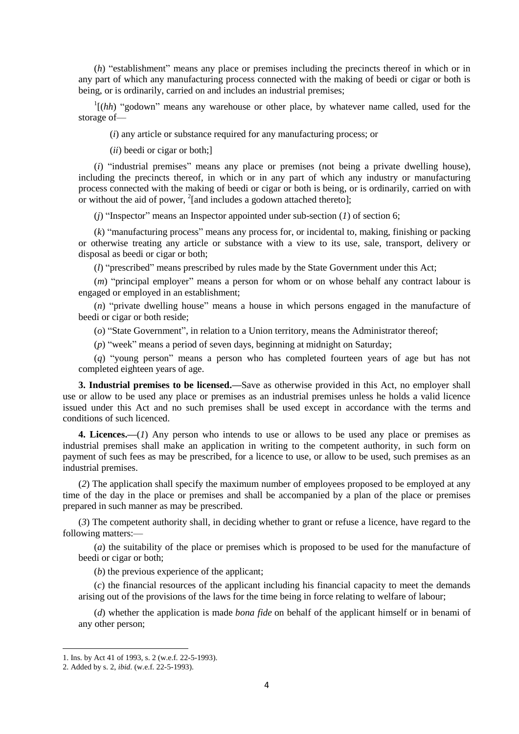(*h*) "establishment" means any place or premises including the precincts thereof in which or in any part of which any manufacturing process connected with the making of beedi or cigar or both is being, or is ordinarily, carried on and includes an industrial premises;

[1][(*hh*) "godown" means any warehouse or other place, by whatever name called, used for the storage of—

(*i*) any article or substance required for any manufacturing process; or

(*ii*) beedi or cigar or both;]

(*i*) "industrial premises" means any place or premises (not being a private dwelling house), including the precincts thereof, in which or in any part of which any industry or manufacturing process connected with the making of beedi or cigar or both is being, or is ordinarily, carried on with or without the aid of power, [2][and includes a godown attached thereto];

(*j*) "Inspector" means an Inspector appointed under sub-section (*1*) of section 6;

(*k*) "manufacturing process" means any process for, or incidental to, making, finishing or packing or otherwise treating any article or substance with a view to its use, sale, transport, delivery or disposal as beedi or cigar or both;

(*l*) "prescribed" means prescribed by rules made by the State Government under this Act;

(*m*) "principal employer" means a person for whom or on whose behalf any contract labour is engaged or employed in an establishment;

(*n*) "private dwelling house" means a house in which persons engaged in the manufacture of beedi or cigar or both reside;

(*o*) "State Government", in relation to a Union territory, means the Administrator thereof;

(*p*) "week" means a period of seven days, beginning at midnight on Saturday;

(*q*) "young person" means a person who has completed fourteen years of age but has not completed eighteen years of age.

**3. Industrial premises to be licensed.—**Save as otherwise provided in this Act, no employer shall use or allow to be used any place or premises as an industrial premises unless he holds a valid licence issued under this Act and no such premises shall be used except in accordance with the terms and conditions of such licenced.

**4. Licences.—**(*1*) Any person who intends to use or allows to be used any place or premises as industrial premises shall make an application in writing to the competent authority, in such form on payment of such fees as may be prescribed, for a licence to use, or allow to be used, such premises as an industrial premises.

(*2*) The application shall specify the maximum number of employees proposed to be employed at any time of the day in the place or premises and shall be accompanied by a plan of the place or premises prepared in such manner as may be prescribed.

(*3*) The competent authority shall, in deciding whether to grant or refuse a licence, have regard to the following matters:—

(*a*) the suitability of the place or premises which is proposed to be used for the manufacture of beedi or cigar or both;

(*b*) the previous experience of the applicant;

(*c*) the financial resources of the applicant including his financial capacity to meet the demands arising out of the provisions of the laws for the time being in force relating to welfare of labour;

(*d*) whether the application is made *bona fide* on behalf of the applicant himself or in benami of any other person;

---

1. Ins. by Act 41 of 1993, s. 2 (w.e.f. 22-5-1993).
2. Added by s. 2, *ibid.* (w.e.f. 22-5-1993).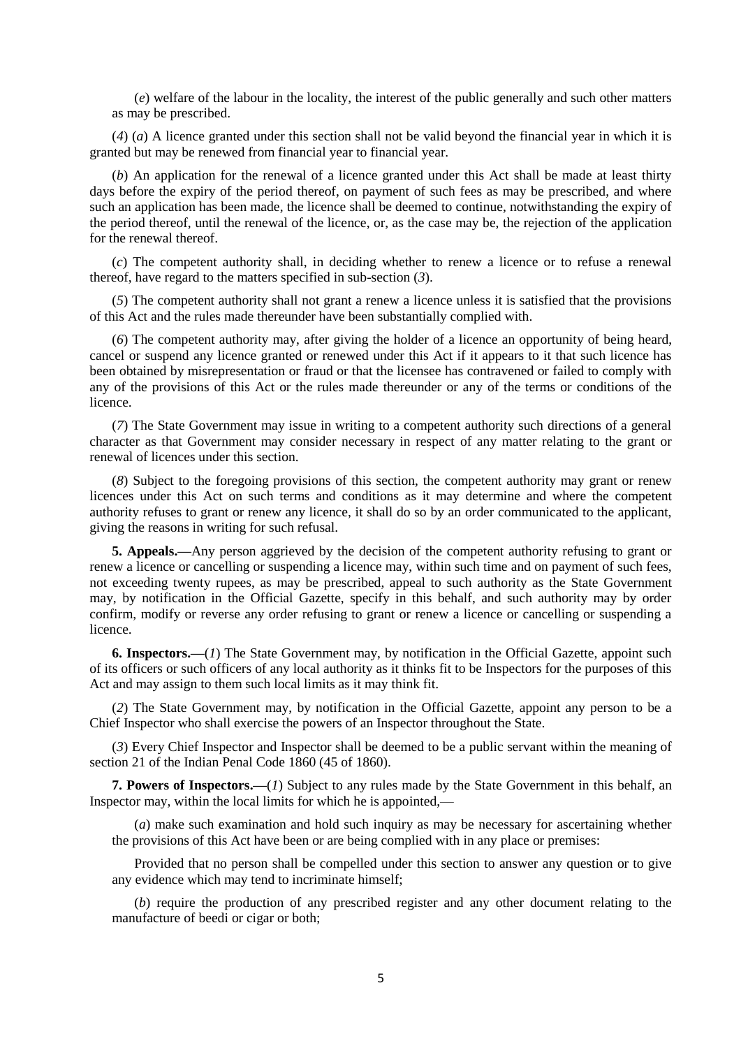(*e*) welfare of the labour in the locality, the interest of the public generally and such other matters as may be prescribed.

(*4*) (*a*) A licence granted under this section shall not be valid beyond the financial year in which it is granted but may be renewed from financial year to financial year.

(*b*) An application for the renewal of a licence granted under this Act shall be made at least thirty days before the expiry of the period thereof, on payment of such fees as may be prescribed, and where such an application has been made, the licence shall be deemed to continue, notwithstanding the expiry of the period thereof, until the renewal of the licence, or, as the case may be, the rejection of the application for the renewal thereof.

(*c*) The competent authority shall, in deciding whether to renew a licence or to refuse a renewal thereof, have regard to the matters specified in sub-section (*3*).

(*5*) The competent authority shall not grant a renew a licence unless it is satisfied that the provisions of this Act and the rules made thereunder have been substantially complied with.

(*6*) The competent authority may, after giving the holder of a licence an opportunity of being heard, cancel or suspend any licence granted or renewed under this Act if it appears to it that such licence has been obtained by misrepresentation or fraud or that the licensee has contravened or failed to comply with any of the provisions of this Act or the rules made thereunder or any of the terms or conditions of the licence.

(*7*) The State Government may issue in writing to a competent authority such directions of a general character as that Government may consider necessary in respect of any matter relating to the grant or renewal of licences under this section.

(*8*) Subject to the foregoing provisions of this section, the competent authority may grant or renew licences under this Act on such terms and conditions as it may determine and where the competent authority refuses to grant or renew any licence, it shall do so by an order communicated to the applicant, giving the reasons in writing for such refusal.

**5. Appeals.—**Any person aggrieved by the decision of the competent authority refusing to grant or renew a licence or cancelling or suspending a licence may, within such time and on payment of such fees, not exceeding twenty rupees, as may be prescribed, appeal to such authority as the State Government may, by notification in the Official Gazette, specify in this behalf, and such authority may by order confirm, modify or reverse any order refusing to grant or renew a licence or cancelling or suspending a licence.

**6. Inspectors.—**(*1*) The State Government may, by notification in the Official Gazette, appoint such of its officers or such officers of any local authority as it thinks fit to be Inspectors for the purposes of this Act and may assign to them such local limits as it may think fit.

(*2*) The State Government may, by notification in the Official Gazette, appoint any person to be a Chief Inspector who shall exercise the powers of an Inspector throughout the State.

(*3*) Every Chief Inspector and Inspector shall be deemed to be a public servant within the meaning of section 21 of the Indian Penal Code 1860 (45 of 1860).

**7. Powers of Inspectors.—**(*1*) Subject to any rules made by the State Government in this behalf, an Inspector may, within the local limits for which he is appointed,—

(*a*) make such examination and hold such inquiry as may be necessary for ascertaining whether the provisions of this Act have been or are being complied with in any place or premises:

Provided that no person shall be compelled under this section to answer any question or to give any evidence which may tend to incriminate himself;

(*b*) require the production of any prescribed register and any other document relating to the manufacture of beedi or cigar or both;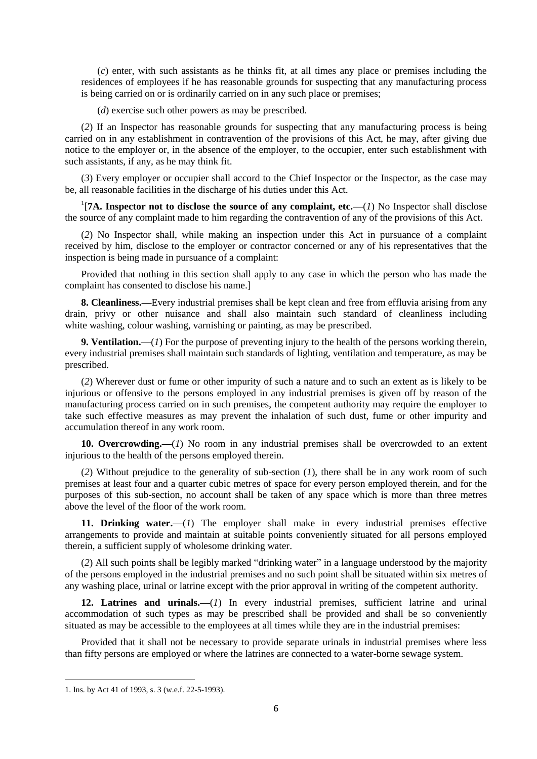(*c*) enter, with such assistants as he thinks fit, at all times any place or premises including the residences of employees if he has reasonable grounds for suspecting that any manufacturing process is being carried on or is ordinarily carried on in any such place or premises;

(*d*) exercise such other powers as may be prescribed.

(*2*) If an Inspector has reasonable grounds for suspecting that any manufacturing process is being carried on in any establishment in contravention of the provisions of this Act, he may, after giving due notice to the employer or, in the absence of the employer, to the occupier, enter such establishment with such assistants, if any, as he may think fit.

(*3*) Every employer or occupier shall accord to the Chief Inspector or the Inspector, as the case may be, all reasonable facilities in the discharge of his duties under this Act.

[1][**7A. Inspector not to disclose the source of any complaint, etc.—**(*1*) No Inspector shall disclose the source of any complaint made to him regarding the contravention of any of the provisions of this Act.

(*2*) No Inspector shall, while making an inspection under this Act in pursuance of a complaint received by him, disclose to the employer or contractor concerned or any of his representatives that the inspection is being made in pursuance of a complaint:

Provided that nothing in this section shall apply to any case in which the person who has made the complaint has consented to disclose his name.]

**8. Cleanliness.—**Every industrial premises shall be kept clean and free from effluvia arising from any drain, privy or other nuisance and shall also maintain such standard of cleanliness including white washing, colour washing, varnishing or painting, as may be prescribed.

**9. Ventilation.—**(*1*) For the purpose of preventing injury to the health of the persons working therein, every industrial premises shall maintain such standards of lighting, ventilation and temperature, as may be prescribed.

(*2*) Wherever dust or fume or other impurity of such a nature and to such an extent as is likely to be injurious or offensive to the persons employed in any industrial premises is given off by reason of the manufacturing process carried on in such premises, the competent authority may require the employer to take such effective measures as may prevent the inhalation of such dust, fume or other impurity and accumulation thereof in any work room.

**10. Overcrowding.—**(*1*) No room in any industrial premises shall be overcrowded to an extent injurious to the health of the persons employed therein.

(*2*) Without prejudice to the generality of sub-section (*1*), there shall be in any work room of such premises at least four and a quarter cubic metres of space for every person employed therein, and for the purposes of this sub-section, no account shall be taken of any space which is more than three metres above the level of the floor of the work room.

**11. Drinking water.—**(*1*) The employer shall make in every industrial premises effective arrangements to provide and maintain at suitable points conveniently situated for all persons employed therein, a sufficient supply of wholesome drinking water.

(*2*) All such points shall be legibly marked "drinking water" in a language understood by the majority of the persons employed in the industrial premises and no such point shall be situated within six metres of any washing place, urinal or latrine except with the prior approval in writing of the competent authority.

**12. Latrines and urinals.—**(*1*) In every industrial premises, sufficient latrine and urinal accommodation of such types as may be prescribed shall be provided and shall be so conveniently situated as may be accessible to the employees at all times while they are in the industrial premises:

Provided that it shall not be necessary to provide separate urinals in industrial premises where less than fifty persons are employed or where the latrines are connected to a water-borne sewage system.

---

1. Ins. by Act 41 of 1993, s. 3 (w.e.f. 22-5-1993).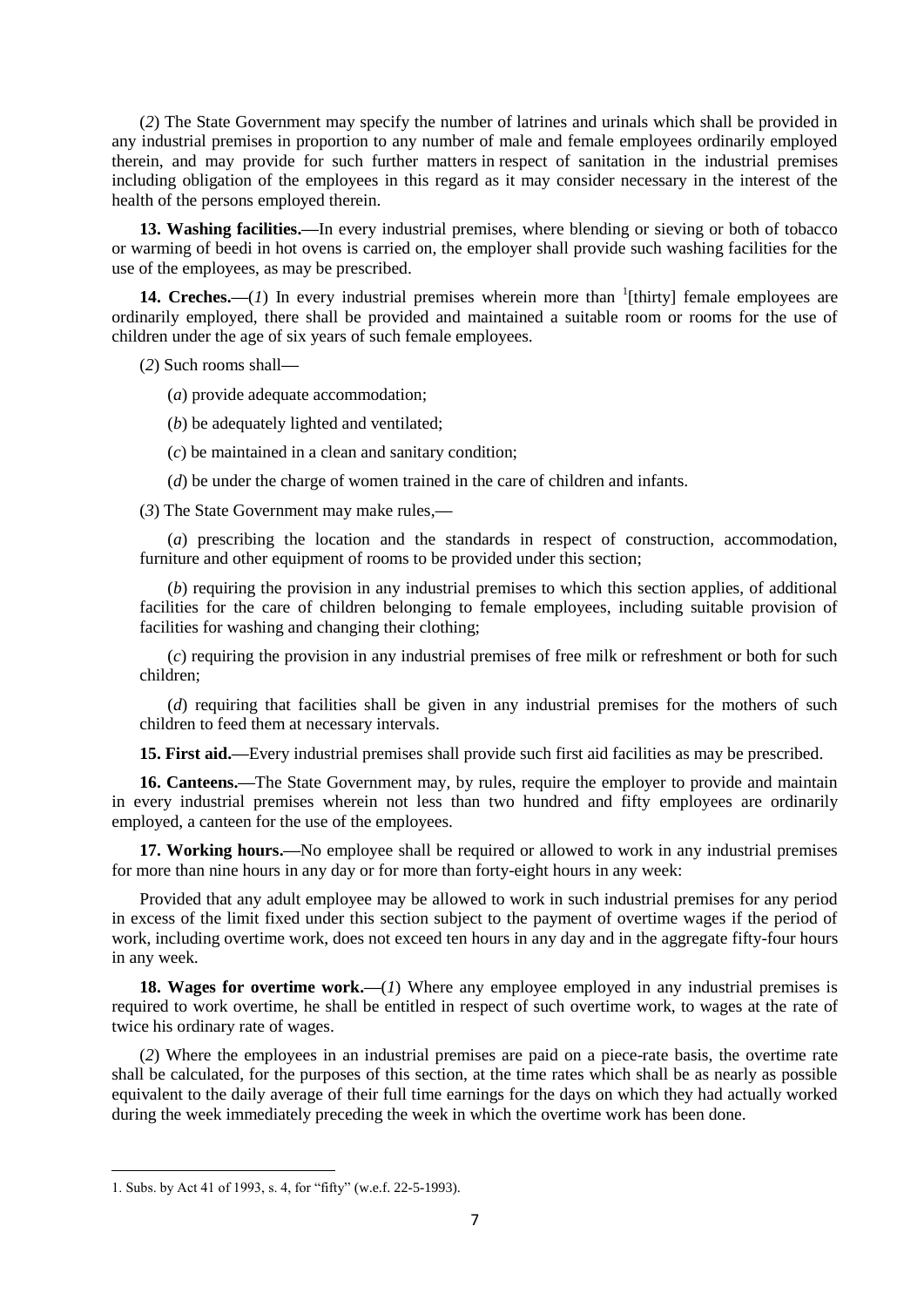(*2*) The State Government may specify the number of latrines and urinals which shall be provided in any industrial premises in proportion to any number of male and female employees ordinarily employed therein, and may provide for such further matters in respect of sanitation in the industrial premises including obligation of the employees in this regard as it may consider necessary in the interest of the health of the persons employed therein.

**13. Washing facilities.—**In every industrial premises, where blending or sieving or both of tobacco or warming of beedi in hot ovens is carried on, the employer shall provide such washing facilities for the use of the employees, as may be prescribed.

**14. Creches.—**(*1*) In every industrial premises wherein more than [1][thirty] female employees are ordinarily employed, there shall be provided and maintained a suitable room or rooms for the use of children under the age of six years of such female employees.

(*2*) Such rooms shall—

(*a*) provide adequate accommodation;

(*b*) be adequately lighted and ventilated;

(*c*) be maintained in a clean and sanitary condition;

(*d*) be under the charge of women trained in the care of children and infants.

(*3*) The State Government may make rules,—

(*a*) prescribing the location and the standards in respect of construction, accommodation, furniture and other equipment of rooms to be provided under this section;

(*b*) requiring the provision in any industrial premises to which this section applies, of additional facilities for the care of children belonging to female employees, including suitable provision of facilities for washing and changing their clothing;

(*c*) requiring the provision in any industrial premises of free milk or refreshment or both for such children;

(*d*) requiring that facilities shall be given in any industrial premises for the mothers of such children to feed them at necessary intervals.

**15. First aid.—**Every industrial premises shall provide such first aid facilities as may be prescribed.

**16. Canteens.—**The State Government may, by rules, require the employer to provide and maintain in every industrial premises wherein not less than two hundred and fifty employees are ordinarily employed, a canteen for the use of the employees.

**17. Working hours.—**No employee shall be required or allowed to work in any industrial premises for more than nine hours in any day or for more than forty-eight hours in any week:

Provided that any adult employee may be allowed to work in such industrial premises for any period in excess of the limit fixed under this section subject to the payment of overtime wages if the period of work, including overtime work, does not exceed ten hours in any day and in the aggregate fifty-four hours in any week.

**18. Wages for overtime work.—**(*1*) Where any employee employed in any industrial premises is required to work overtime, he shall be entitled in respect of such overtime work, to wages at the rate of twice his ordinary rate of wages.

(*2*) Where the employees in an industrial premises are paid on a piece-rate basis, the overtime rate shall be calculated, for the purposes of this section, at the time rates which shall be as nearly as possible equivalent to the daily average of their full time earnings for the days on which they had actually worked during the week immediately preceding the week in which the overtime work has been done.

---

1. Subs. by Act 41 of 1993, s. 4, for "fifty" (w.e.f. 22-5-1993).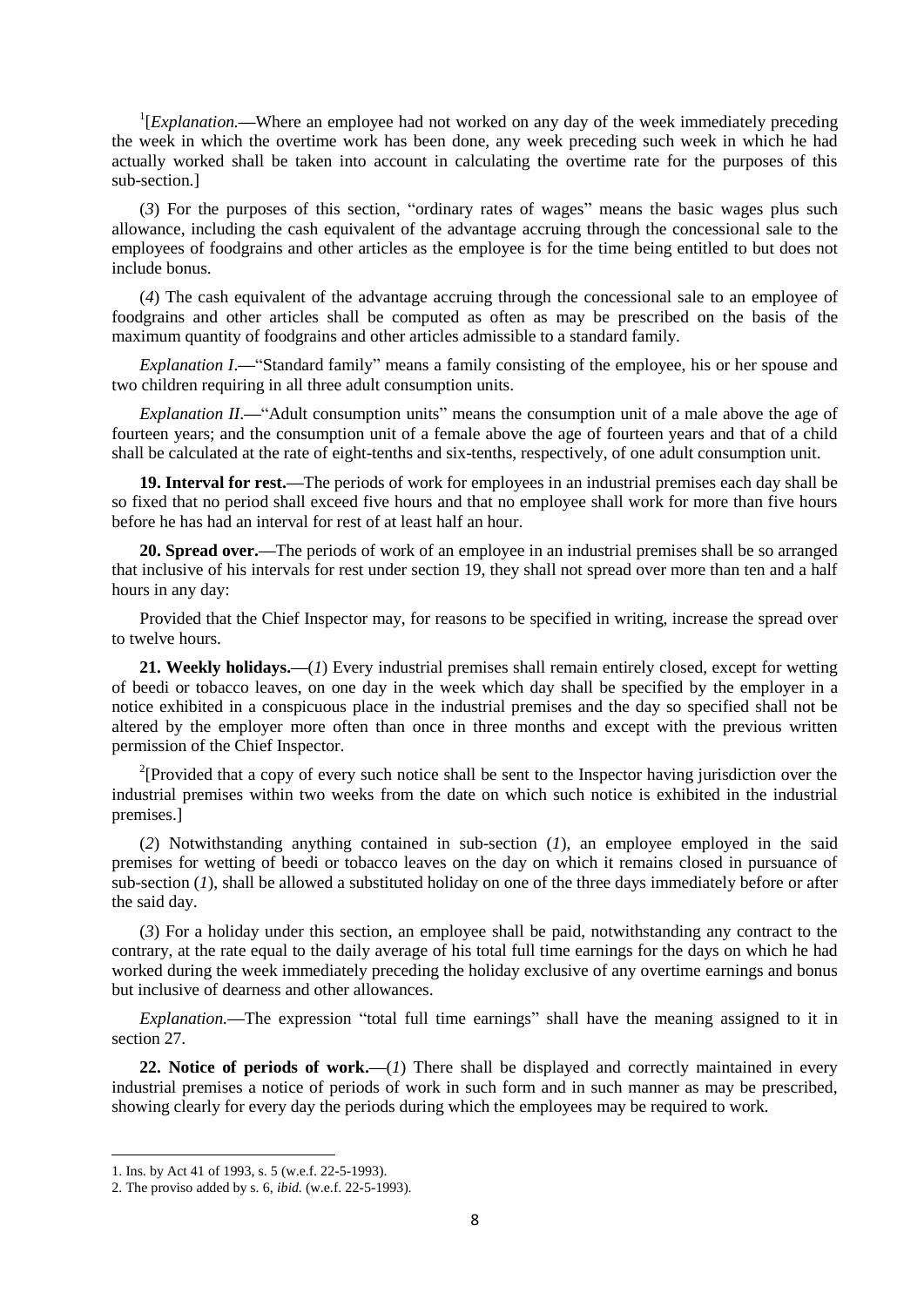[1][*Explanation.*—Where an employee had not worked on any day of the week immediately preceding the week in which the overtime work has been done, any week preceding such week in which he had actually worked shall be taken into account in calculating the overtime rate for the purposes of this sub-section.]

(*3*) For the purposes of this section, "ordinary rates of wages" means the basic wages plus such allowance, including the cash equivalent of the advantage accruing through the concessional sale to the employees of foodgrains and other articles as the employee is for the time being entitled to but does not include bonus.

(*4*) The cash equivalent of the advantage accruing through the concessional sale to an employee of foodgrains and other articles shall be computed as often as may be prescribed on the basis of the maximum quantity of foodgrains and other articles admissible to a standard family.

*Explanation I*.—"Standard family" means a family consisting of the employee, his or her spouse and two children requiring in all three adult consumption units.

*Explanation II*.—"Adult consumption units" means the consumption unit of a male above the age of fourteen years; and the consumption unit of a female above the age of fourteen years and that of a child shall be calculated at the rate of eight-tenths and six-tenths, respectively, of one adult consumption unit.

**19. Interval for rest.**—The periods of work for employees in an industrial premises each day shall be so fixed that no period shall exceed five hours and that no employee shall work for more than five hours before he has had an interval for rest of at least half an hour.

**20. Spread over.**—The periods of work of an employee in an industrial premises shall be so arranged that inclusive of his intervals for rest under section 19, they shall not spread over more than ten and a half hours in any day:

Provided that the Chief Inspector may, for reasons to be specified in writing, increase the spread over to twelve hours.

**21. Weekly holidays.**—(*1*) Every industrial premises shall remain entirely closed, except for wetting of beedi or tobacco leaves, on one day in the week which day shall be specified by the employer in a notice exhibited in a conspicuous place in the industrial premises and the day so specified shall not be altered by the employer more often than once in three months and except with the previous written permission of the Chief Inspector.

[2][Provided that a copy of every such notice shall be sent to the Inspector having jurisdiction over the industrial premises within two weeks from the date on which such notice is exhibited in the industrial premises.]

(*2*) Notwithstanding anything contained in sub-section (*1*), an employee employed in the said premises for wetting of beedi or tobacco leaves on the day on which it remains closed in pursuance of sub-section (*1*), shall be allowed a substituted holiday on one of the three days immediately before or after the said day.

(*3*) For a holiday under this section, an employee shall be paid, notwithstanding any contract to the contrary, at the rate equal to the daily average of his total full time earnings for the days on which he had worked during the week immediately preceding the holiday exclusive of any overtime earnings and bonus but inclusive of dearness and other allowances.

*Explanation.*—The expression "total full time earnings" shall have the meaning assigned to it in section 27.

**22. Notice of periods of work.**—(*1*) There shall be displayed and correctly maintained in every industrial premises a notice of periods of work in such form and in such manner as may be prescribed, showing clearly for every day the periods during which the employees may be required to work.

---

1. Ins. by Act 41 of 1993, s. 5 (w.e.f. 22-5-1993).
2. The proviso added by s. 6, *ibid.* (w.e.f. 22-5-1993).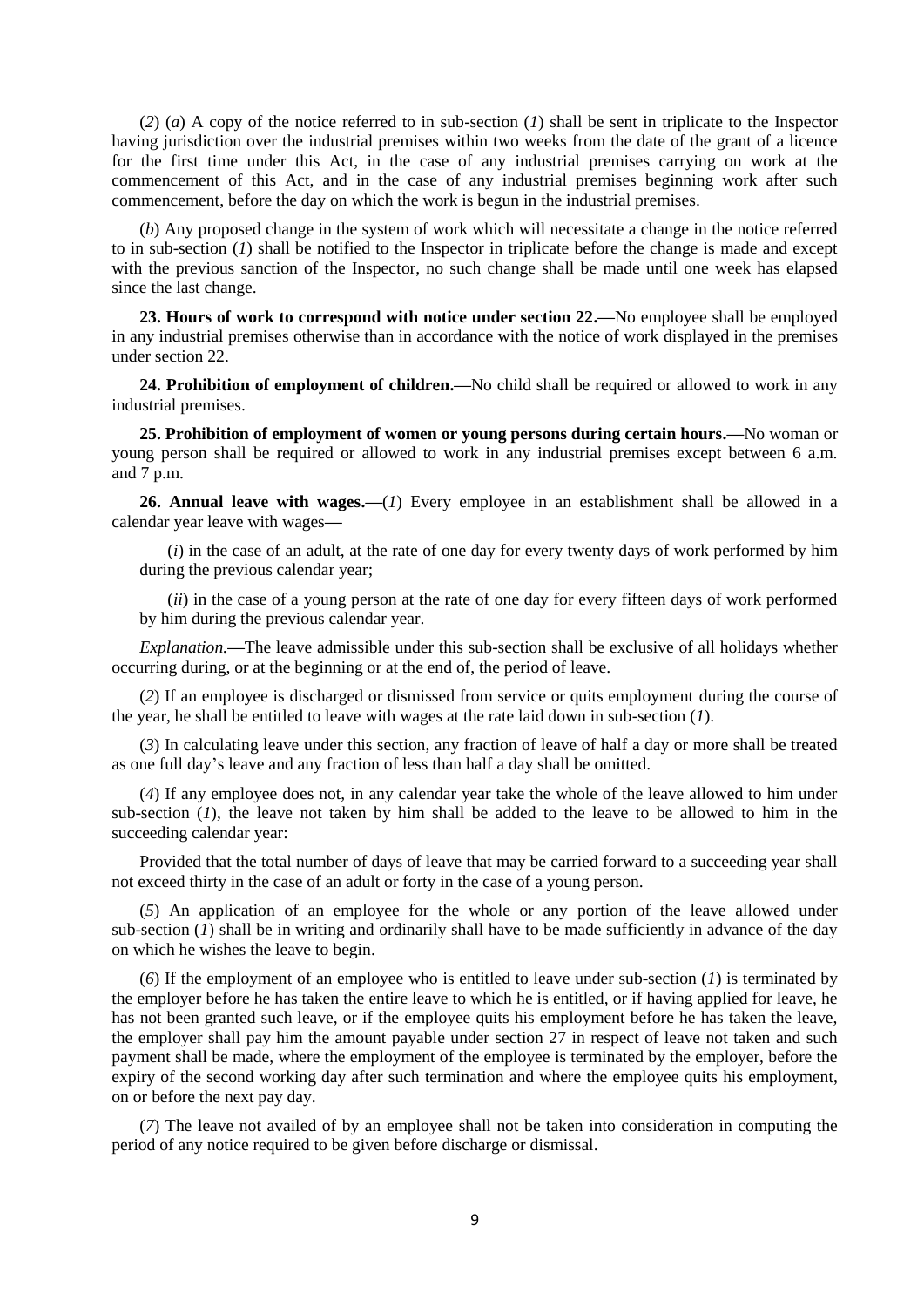(*2*) (*a*) A copy of the notice referred to in sub-section (*1*) shall be sent in triplicate to the Inspector having jurisdiction over the industrial premises within two weeks from the date of the grant of a licence for the first time under this Act, in the case of any industrial premises carrying on work at the commencement of this Act, and in the case of any industrial premises beginning work after such commencement, before the day on which the work is begun in the industrial premises.

(*b*) Any proposed change in the system of work which will necessitate a change in the notice referred to in sub-section (*1*) shall be notified to the Inspector in triplicate before the change is made and except with the previous sanction of the Inspector, no such change shall be made until one week has elapsed since the last change.

**23. Hours of work to correspond with notice under section 22.—**No employee shall be employed in any industrial premises otherwise than in accordance with the notice of work displayed in the premises under section 22.

**24. Prohibition of employment of children.—**No child shall be required or allowed to work in any industrial premises.

**25. Prohibition of employment of women or young persons during certain hours.—**No woman or young person shall be required or allowed to work in any industrial premises except between 6 a.m. and 7 p.m.

**26. Annual leave with wages.—**(*1*) Every employee in an establishment shall be allowed in a calendar year leave with wages—

(*i*) in the case of an adult, at the rate of one day for every twenty days of work performed by him during the previous calendar year;

(*ii*) in the case of a young person at the rate of one day for every fifteen days of work performed by him during the previous calendar year.

*Explanation.*—The leave admissible under this sub-section shall be exclusive of all holidays whether occurring during, or at the beginning or at the end of, the period of leave.

(*2*) If an employee is discharged or dismissed from service or quits employment during the course of the year, he shall be entitled to leave with wages at the rate laid down in sub-section (*1*).

(*3*) In calculating leave under this section, any fraction of leave of half a day or more shall be treated as one full day's leave and any fraction of less than half a day shall be omitted.

(*4*) If any employee does not, in any calendar year take the whole of the leave allowed to him under sub-section (*1*), the leave not taken by him shall be added to the leave to be allowed to him in the succeeding calendar year:

Provided that the total number of days of leave that may be carried forward to a succeeding year shall not exceed thirty in the case of an adult or forty in the case of a young person.

(*5*) An application of an employee for the whole or any portion of the leave allowed under sub-section (*1*) shall be in writing and ordinarily shall have to be made sufficiently in advance of the day on which he wishes the leave to begin.

(*6*) If the employment of an employee who is entitled to leave under sub-section (*1*) is terminated by the employer before he has taken the entire leave to which he is entitled, or if having applied for leave, he has not been granted such leave, or if the employee quits his employment before he has taken the leave, the employer shall pay him the amount payable under section 27 in respect of leave not taken and such payment shall be made, where the employment of the employee is terminated by the employer, before the expiry of the second working day after such termination and where the employee quits his employment, on or before the next pay day.

(*7*) The leave not availed of by an employee shall not be taken into consideration in computing the period of any notice required to be given before discharge or dismissal.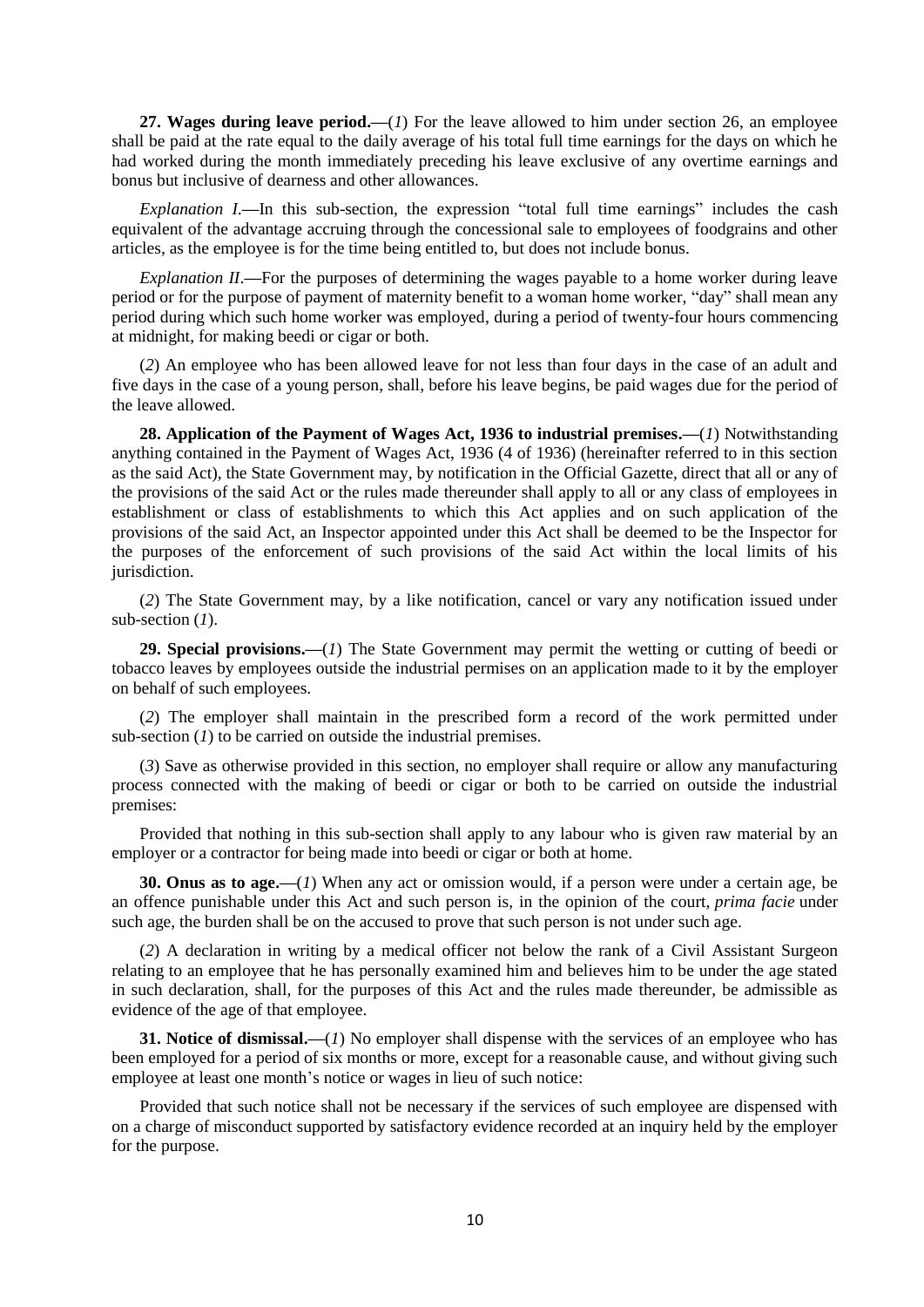**27. Wages during leave period.—**(*1*) For the leave allowed to him under section 26, an employee shall be paid at the rate equal to the daily average of his total full time earnings for the days on which he had worked during the month immediately preceding his leave exclusive of any overtime earnings and bonus but inclusive of dearness and other allowances.

*Explanation I*.—In this sub-section, the expression "total full time earnings" includes the cash equivalent of the advantage accruing through the concessional sale to employees of foodgrains and other articles, as the employee is for the time being entitled to, but does not include bonus.

*Explanation II*.—For the purposes of determining the wages payable to a home worker during leave period or for the purpose of payment of maternity benefit to a woman home worker, "day" shall mean any period during which such home worker was employed, during a period of twenty-four hours commencing at midnight, for making beedi or cigar or both.

(*2*) An employee who has been allowed leave for not less than four days in the case of an adult and five days in the case of a young person, shall, before his leave begins, be paid wages due for the period of the leave allowed.

**28. Application of the Payment of Wages Act, 1936 to industrial premises.—**(*1*) Notwithstanding anything contained in the Payment of Wages Act, 1936 (4 of 1936) (hereinafter referred to in this section as the said Act), the State Government may, by notification in the Official Gazette, direct that all or any of the provisions of the said Act or the rules made thereunder shall apply to all or any class of employees in establishment or class of establishments to which this Act applies and on such application of the provisions of the said Act, an Inspector appointed under this Act shall be deemed to be the Inspector for the purposes of the enforcement of such provisions of the said Act within the local limits of his jurisdiction.

(*2*) The State Government may, by a like notification, cancel or vary any notification issued under sub-section (*1*).

**29. Special provisions.—**(*1*) The State Government may permit the wetting or cutting of beedi or tobacco leaves by employees outside the industrial permises on an application made to it by the employer on behalf of such employees.

(*2*) The employer shall maintain in the prescribed form a record of the work permitted under sub-section (*1*) to be carried on outside the industrial premises.

(*3*) Save as otherwise provided in this section, no employer shall require or allow any manufacturing process connected with the making of beedi or cigar or both to be carried on outside the industrial premises:

Provided that nothing in this sub-section shall apply to any labour who is given raw material by an employer or a contractor for being made into beedi or cigar or both at home.

**30. Onus as to age.—**(*1*) When any act or omission would, if a person were under a certain age, be an offence punishable under this Act and such person is, in the opinion of the court, *prima facie* under such age, the burden shall be on the accused to prove that such person is not under such age.

(*2*) A declaration in writing by a medical officer not below the rank of a Civil Assistant Surgeon relating to an employee that he has personally examined him and believes him to be under the age stated in such declaration, shall, for the purposes of this Act and the rules made thereunder, be admissible as evidence of the age of that employee.

**31. Notice of dismissal.—**(*1*) No employer shall dispense with the services of an employee who has been employed for a period of six months or more, except for a reasonable cause, and without giving such employee at least one month's notice or wages in lieu of such notice:

Provided that such notice shall not be necessary if the services of such employee are dispensed with on a charge of misconduct supported by satisfactory evidence recorded at an inquiry held by the employer for the purpose.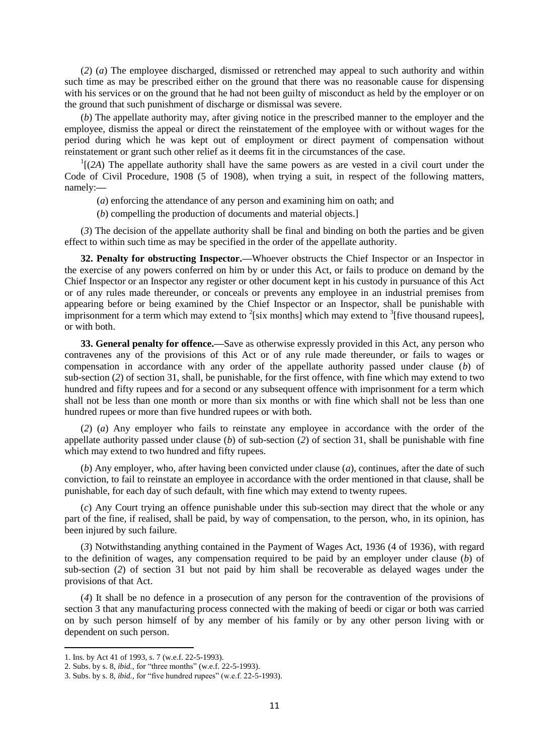(*2*) (*a*) The employee discharged, dismissed or retrenched may appeal to such authority and within such time as may be prescribed either on the ground that there was no reasonable cause for dispensing with his services or on the ground that he had not been guilty of misconduct as held by the employer or on the ground that such punishment of discharge or dismissal was severe.

(*b*) The appellate authority may, after giving notice in the prescribed manner to the employer and the employee, dismiss the appeal or direct the reinstatement of the employee with or without wages for the period during which he was kept out of employment or direct payment of compensation without reinstatement or grant such other relief as it deems fit in the circumstances of the case.

[1][(*2A*) The appellate authority shall have the same powers as are vested in a civil court under the Code of Civil Procedure, 1908 (5 of 1908), when trying a suit, in respect of the following matters, namely:—

(*a*) enforcing the attendance of any person and examining him on oath; and

(*b*) compelling the production of documents and material objects.]

(*3*) The decision of the appellate authority shall be final and binding on both the parties and be given effect to within such time as may be specified in the order of the appellate authority.

**32. Penalty for obstructing Inspector.**—Whoever obstructs the Chief Inspector or an Inspector in the exercise of any powers conferred on him by or under this Act, or fails to produce on demand by the Chief Inspector or an Inspector any register or other document kept in his custody in pursuance of this Act or of any rules made thereunder, or conceals or prevents any employee in an industrial premises from appearing before or being examined by the Chief Inspector or an Inspector, shall be punishable with imprisonment for a term which may extend to [2][six months] which may extend to [3][five thousand rupees], or with both.

**33. General penalty for offence.**—Save as otherwise expressly provided in this Act, any person who contravenes any of the provisions of this Act or of any rule made thereunder, or fails to wages or compensation in accordance with any order of the appellate authority passed under clause (*b*) of sub-section (*2*) of section 31, shall, be punishable, for the first offence, with fine which may extend to two hundred and fifty rupees and for a second or any subsequent offence with imprisonment for a term which shall not be less than one month or more than six months or with fine which shall not be less than one hundred rupees or more than five hundred rupees or with both.

(*2*) (*a*) Any employer who fails to reinstate any employee in accordance with the order of the appellate authority passed under clause (*b*) of sub-section (*2*) of section 31, shall be punishable with fine which may extend to two hundred and fifty rupees.

(*b*) Any employer, who, after having been convicted under clause (*a*), continues, after the date of such conviction, to fail to reinstate an employee in accordance with the order mentioned in that clause, shall be punishable, for each day of such default, with fine which may extend to twenty rupees.

(*c*) Any Court trying an offence punishable under this sub-section may direct that the whole or any part of the fine, if realised, shall be paid, by way of compensation, to the person, who, in its opinion, has been injured by such failure.

(*3*) Notwithstanding anything contained in the Payment of Wages Act, 1936 (4 of 1936), with regard to the definition of wages, any compensation required to be paid by an employer under clause (*b*) of sub-section (*2*) of section 31 but not paid by him shall be recoverable as delayed wages under the provisions of that Act.

(*4*) It shall be no defence in a prosecution of any person for the contravention of the provisions of section 3 that any manufacturing process connected with the making of beedi or cigar or both was carried on by such person himself of by any member of his family or by any other person living with or dependent on such person.

---

1. Ins. by Act 41 of 1993, s. 7 (w.e.f. 22-5-1993).
2. Subs. by s. 8, *ibid.*, for "three months" (w.e.f. 22-5-1993).
3. Subs. by s. 8, *ibid.*, for "five hundred rupees" (w.e.f. 22-5-1993).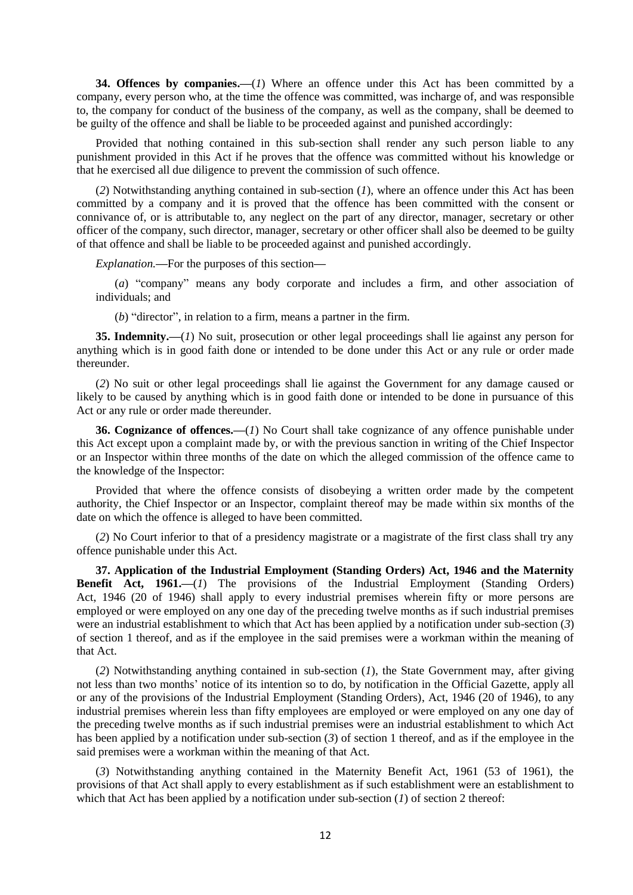**34. Offences by companies.**—(*1*) Where an offence under this Act has been committed by a company, every person who, at the time the offence was committed, was incharge of, and was responsible to, the company for conduct of the business of the company, as well as the company, shall be deemed to be guilty of the offence and shall be liable to be proceeded against and punished accordingly:

Provided that nothing contained in this sub-section shall render any such person liable to any punishment provided in this Act if he proves that the offence was committed without his knowledge or that he exercised all due diligence to prevent the commission of such offence.

(*2*) Notwithstanding anything contained in sub-section (*1*), where an offence under this Act has been committed by a company and it is proved that the offence has been committed with the consent or connivance of, or is attributable to, any neglect on the part of any director, manager, secretary or other officer of the company, such director, manager, secretary or other officer shall also be deemed to be guilty of that offence and shall be liable to be proceeded against and punished accordingly.

*Explanation.*—For the purposes of this section—

(*a*) "company" means any body corporate and includes a firm, and other association of individuals; and

(*b*) "director", in relation to a firm, means a partner in the firm.

**35. Indemnity.**—(*1*) No suit, prosecution or other legal proceedings shall lie against any person for anything which is in good faith done or intended to be done under this Act or any rule or order made thereunder.

(*2*) No suit or other legal proceedings shall lie against the Government for any damage caused or likely to be caused by anything which is in good faith done or intended to be done in pursuance of this Act or any rule or order made thereunder.

**36. Cognizance of offences.**—(*1*) No Court shall take cognizance of any offence punishable under this Act except upon a complaint made by, or with the previous sanction in writing of the Chief Inspector or an Inspector within three months of the date on which the alleged commission of the offence came to the knowledge of the Inspector:

Provided that where the offence consists of disobeying a written order made by the competent authority, the Chief Inspector or an Inspector, complaint thereof may be made within six months of the date on which the offence is alleged to have been committed.

(*2*) No Court inferior to that of a presidency magistrate or a magistrate of the first class shall try any offence punishable under this Act.

**37. Application of the Industrial Employment (Standing Orders) Act, 1946 and the Maternity Benefit Act, 1961.**—(*1*) The provisions of the Industrial Employment (Standing Orders) Act, 1946 (20 of 1946) shall apply to every industrial premises wherein fifty or more persons are employed or were employed on any one day of the preceding twelve months as if such industrial premises were an industrial establishment to which that Act has been applied by a notification under sub-section (*3*) of section 1 thereof, and as if the employee in the said premises were a workman within the meaning of that Act.

(*2*) Notwithstanding anything contained in sub-section (*1*), the State Government may, after giving not less than two months' notice of its intention so to do, by notification in the Official Gazette, apply all or any of the provisions of the Industrial Employment (Standing Orders), Act, 1946 (20 of 1946), to any industrial premises wherein less than fifty employees are employed or were employed on any one day of the preceding twelve months as if such industrial premises were an industrial establishment to which Act has been applied by a notification under sub-section (*3*) of section 1 thereof, and as if the employee in the said premises were a workman within the meaning of that Act.

(*3*) Notwithstanding anything contained in the Maternity Benefit Act, 1961 (53 of 1961), the provisions of that Act shall apply to every establishment as if such establishment were an establishment to which that Act has been applied by a notification under sub-section (*1*) of section 2 thereof: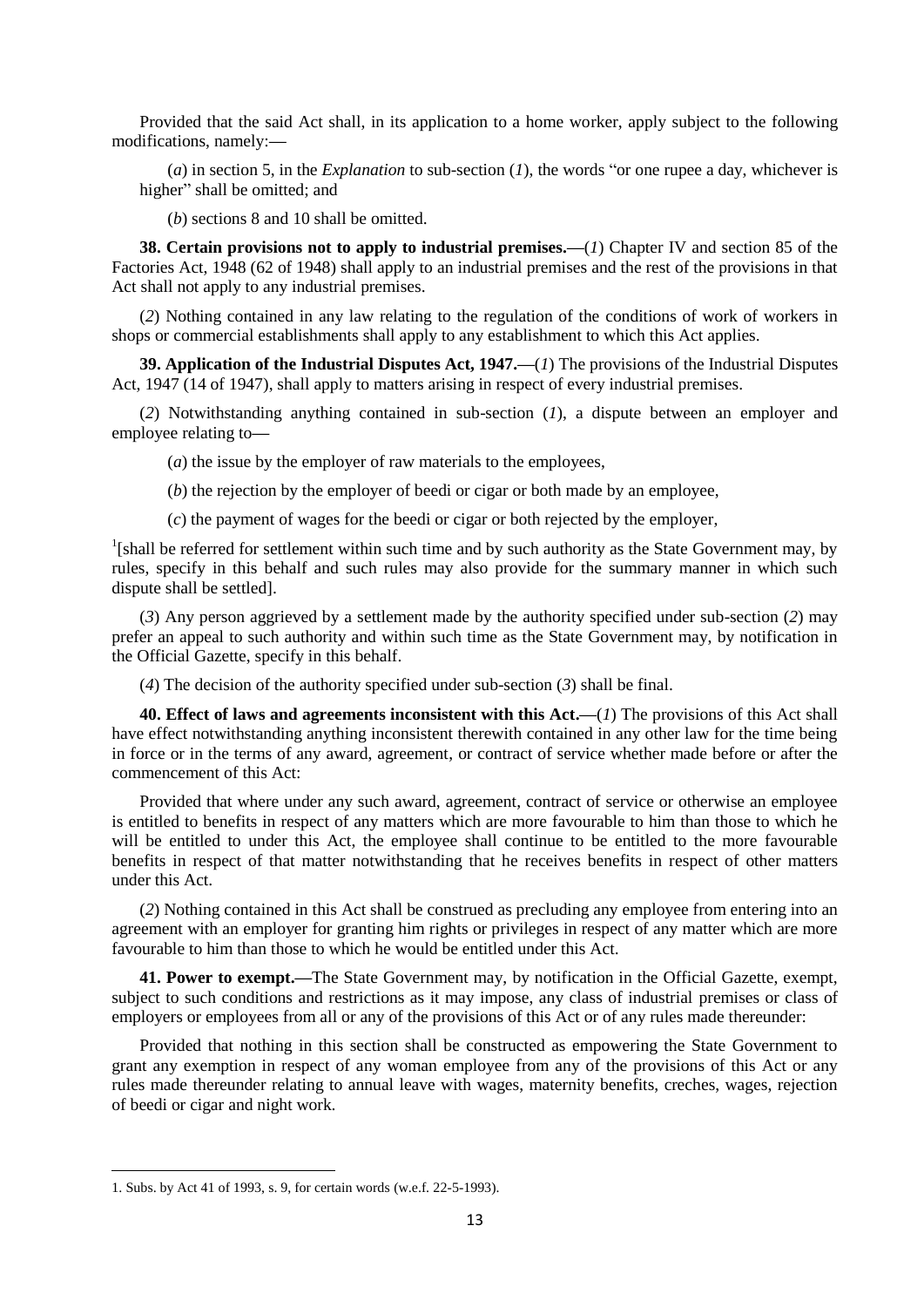Provided that the said Act shall, in its application to a home worker, apply subject to the following modifications, namely:**—**

(*a*) in section 5, in the *Explanation* to sub-section (*1*), the words "or one rupee a day, whichever is higher" shall be omitted; and

(*b*) sections 8 and 10 shall be omitted.

**38. Certain provisions not to apply to industrial premises.—**(*1*) Chapter IV and section 85 of the Factories Act, 1948 (62 of 1948) shall apply to an industrial premises and the rest of the provisions in that Act shall not apply to any industrial premises.

(*2*) Nothing contained in any law relating to the regulation of the conditions of work of workers in shops or commercial establishments shall apply to any establishment to which this Act applies.

**39. Application of the Industrial Disputes Act, 1947.—**(*1*) The provisions of the Industrial Disputes Act, 1947 (14 of 1947), shall apply to matters arising in respect of every industrial premises.

(*2*) Notwithstanding anything contained in sub-section (*1*), a dispute between an employer and employee relating to**—**

(*a*) the issue by the employer of raw materials to the employees,

(*b*) the rejection by the employer of beedi or cigar or both made by an employee,

(*c*) the payment of wages for the beedi or cigar or both rejected by the employer,

[1][shall be referred for settlement within such time and by such authority as the State Government may, by rules, specify in this behalf and such rules may also provide for the summary manner in which such dispute shall be settled].

(*3*) Any person aggrieved by a settlement made by the authority specified under sub-section (*2*) may prefer an appeal to such authority and within such time as the State Government may, by notification in the Official Gazette, specify in this behalf.

(*4*) The decision of the authority specified under sub-section (*3*) shall be final.

**40. Effect of laws and agreements inconsistent with this Act.—**(*1*) The provisions of this Act shall have effect notwithstanding anything inconsistent therewith contained in any other law for the time being in force or in the terms of any award, agreement, or contract of service whether made before or after the commencement of this Act:

Provided that where under any such award, agreement, contract of service or otherwise an employee is entitled to benefits in respect of any matters which are more favourable to him than those to which he will be entitled to under this Act, the employee shall continue to be entitled to the more favourable benefits in respect of that matter notwithstanding that he receives benefits in respect of other matters under this Act.

(*2*) Nothing contained in this Act shall be construed as precluding any employee from entering into an agreement with an employer for granting him rights or privileges in respect of any matter which are more favourable to him than those to which he would be entitled under this Act.

**41. Power to exempt.—**The State Government may, by notification in the Official Gazette, exempt, subject to such conditions and restrictions as it may impose, any class of industrial premises or class of employers or employees from all or any of the provisions of this Act or of any rules made thereunder:

Provided that nothing in this section shall be constructed as empowering the State Government to grant any exemption in respect of any woman employee from any of the provisions of this Act or any rules made thereunder relating to annual leave with wages, maternity benefits, creches, wages, rejection of beedi or cigar and night work.

---

1. Subs. by Act 41 of 1993, s. 9, for certain words (w.e.f. 22-5-1993).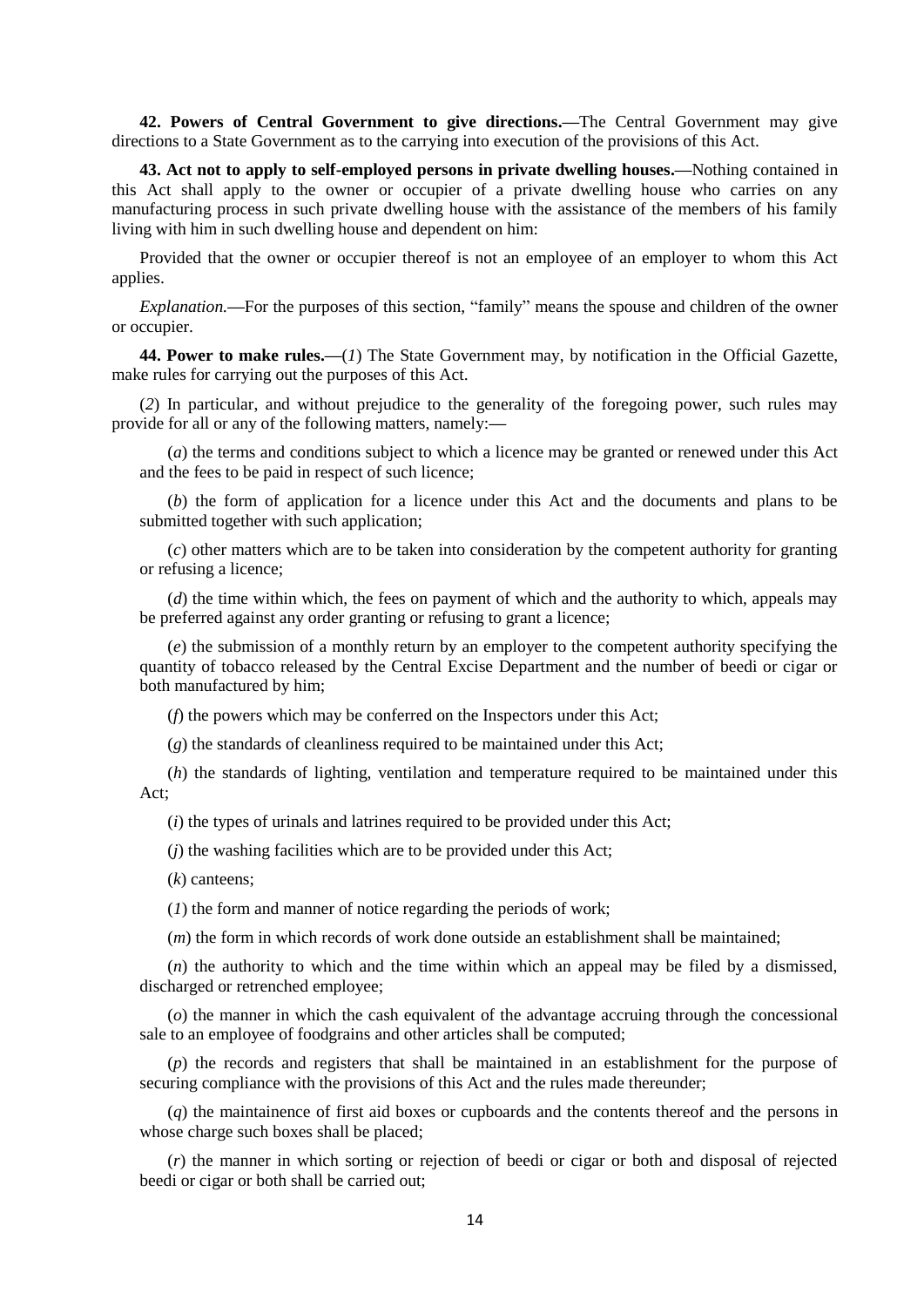**42. Powers of Central Government to give directions.—**The Central Government may give directions to a State Government as to the carrying into execution of the provisions of this Act.

**43. Act not to apply to self-employed persons in private dwelling houses.—**Nothing contained in this Act shall apply to the owner or occupier of a private dwelling house who carries on any manufacturing process in such private dwelling house with the assistance of the members of his family living with him in such dwelling house and dependent on him:

Provided that the owner or occupier thereof is not an employee of an employer to whom this Act applies.

*Explanation.*—For the purposes of this section, "family" means the spouse and children of the owner or occupier.

**44. Power to make rules.—**(*1*) The State Government may, by notification in the Official Gazette, make rules for carrying out the purposes of this Act.

(*2*) In particular, and without prejudice to the generality of the foregoing power, such rules may provide for all or any of the following matters, namely:—

(*a*) the terms and conditions subject to which a licence may be granted or renewed under this Act and the fees to be paid in respect of such licence;

(*b*) the form of application for a licence under this Act and the documents and plans to be submitted together with such application;

(*c*) other matters which are to be taken into consideration by the competent authority for granting or refusing a licence;

(*d*) the time within which, the fees on payment of which and the authority to which, appeals may be preferred against any order granting or refusing to grant a licence;

(*e*) the submission of a monthly return by an employer to the competent authority specifying the quantity of tobacco released by the Central Excise Department and the number of beedi or cigar or both manufactured by him;

(*f*) the powers which may be conferred on the Inspectors under this Act;

(*g*) the standards of cleanliness required to be maintained under this Act;

(*h*) the standards of lighting, ventilation and temperature required to be maintained under this Act;

(*i*) the types of urinals and latrines required to be provided under this Act;

(*j*) the washing facilities which are to be provided under this Act;

(*k*) canteens;

(*1*) the form and manner of notice regarding the periods of work;

(*m*) the form in which records of work done outside an establishment shall be maintained;

(*n*) the authority to which and the time within which an appeal may be filed by a dismissed, discharged or retrenched employee;

(*o*) the manner in which the cash equivalent of the advantage accruing through the concessional sale to an employee of foodgrains and other articles shall be computed;

(*p*) the records and registers that shall be maintained in an establishment for the purpose of securing compliance with the provisions of this Act and the rules made thereunder;

(*q*) the maintainence of first aid boxes or cupboards and the contents thereof and the persons in whose charge such boxes shall be placed;

(*r*) the manner in which sorting or rejection of beedi or cigar or both and disposal of rejected beedi or cigar or both shall be carried out;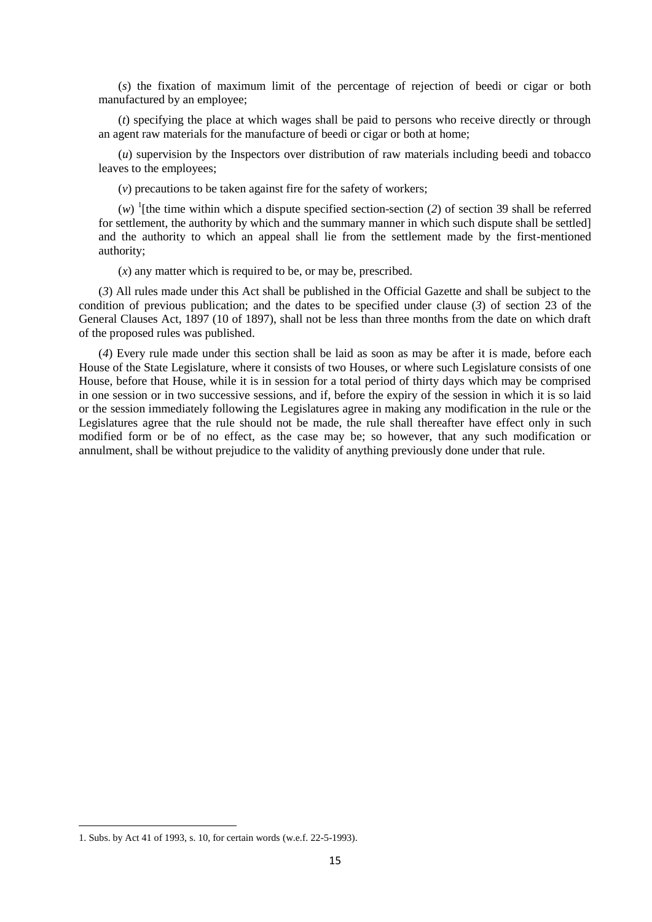(*s*) the fixation of maximum limit of the percentage of rejection of beedi or cigar or both manufactured by an employee;

(*t*) specifying the place at which wages shall be paid to persons who receive directly or through an agent raw materials for the manufacture of beedi or cigar or both at home;

(*u*) supervision by the Inspectors over distribution of raw materials including beedi and tobacco leaves to the employees;

(*v*) precautions to be taken against fire for the safety of workers;

(*w*) [1][the time within which a dispute specified section-section (*2*) of section 39 shall be referred for settlement, the authority by which and the summary manner in which such dispute shall be settled] and the authority to which an appeal shall lie from the settlement made by the first-mentioned authority;

(*x*) any matter which is required to be, or may be, prescribed.

(*3*) All rules made under this Act shall be published in the Official Gazette and shall be subject to the condition of previous publication; and the dates to be specified under clause (*3*) of section 23 of the General Clauses Act, 1897 (10 of 1897), shall not be less than three months from the date on which draft of the proposed rules was published.

(*4*) Every rule made under this section shall be laid as soon as may be after it is made, before each House of the State Legislature, where it consists of two Houses, or where such Legislature consists of one House, before that House, while it is in session for a total period of thirty days which may be comprised in one session or in two successive sessions, and if, before the expiry of the session in which it is so laid or the session immediately following the Legislatures agree in making any modification in the rule or the Legislatures agree that the rule should not be made, the rule shall thereafter have effect only in such modified form or be of no effect, as the case may be; so however, that any such modification or annulment, shall be without prejudice to the validity of anything previously done under that rule.

---

1. Subs. by Act 41 of 1993, s. 10, for certain words (w.e.f. 22-5-1993).